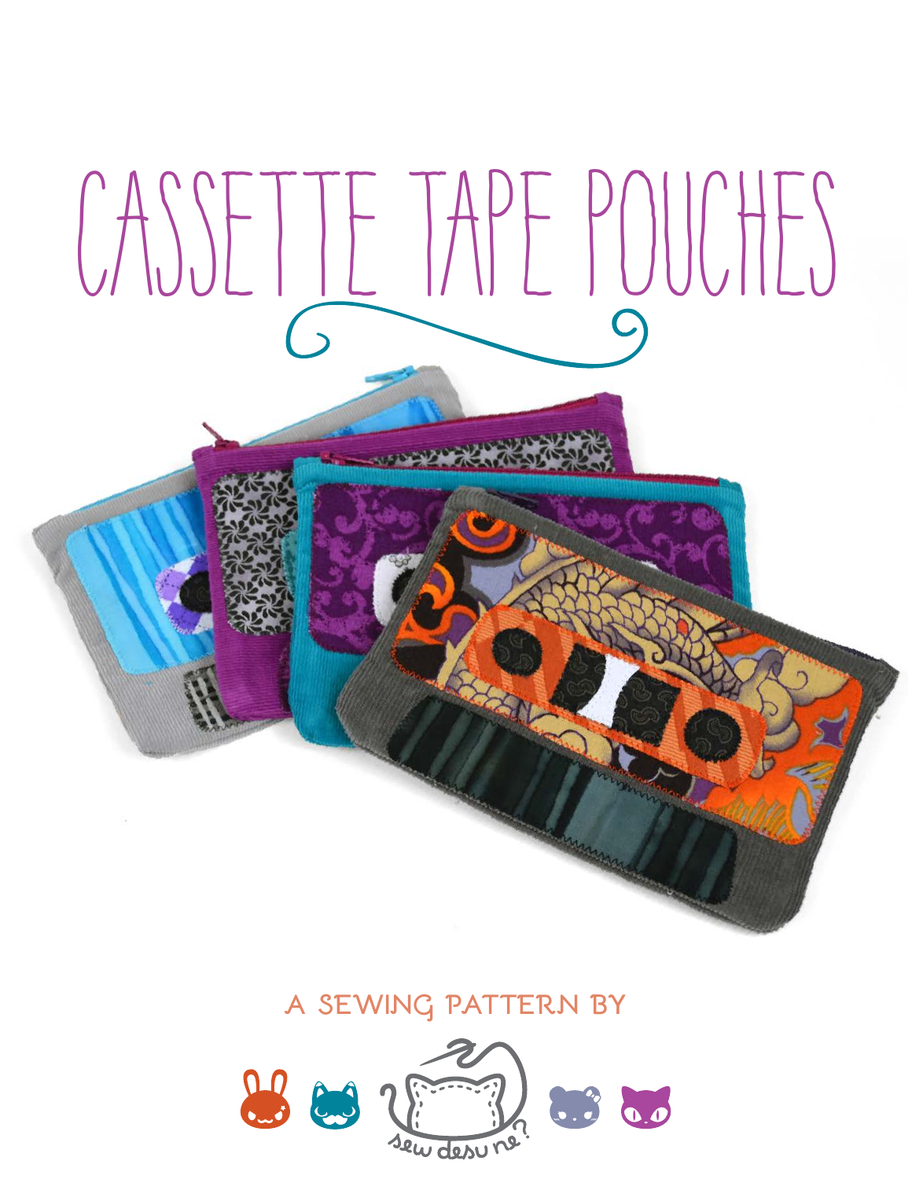# CASSETTE TAPE POUCHES

A SEWING PATTERN BY

sew desu ne?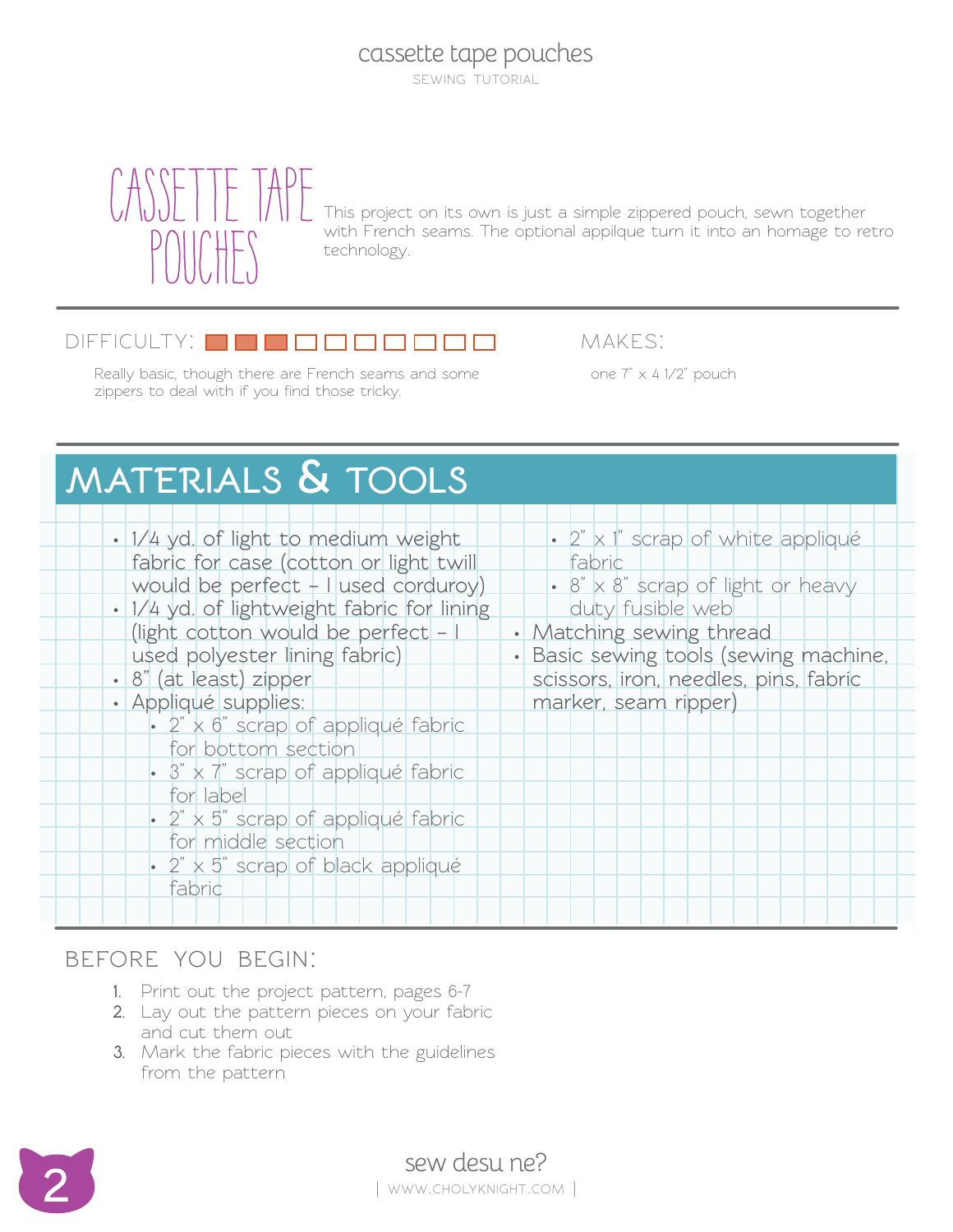# CASSETTE TAPE POUCHES

This project on its own is just a simple zippered pouch, sewn together with French seams. The optional appilque turn it into an homage to retro technology.

DIFFICULTY:

Really basic, though there are French seams and some zippers to deal with if you find those tricky.

MAKES:

one 7" x 4 1/2" pouch

## MATERIALS & TOOLS

- 1/4 yd. of light to medium weight fabric for case (cotton or light twill would be perfect – I used corduroy)
- 1/4 yd. of lightweight fabric for lining (light cotton would be perfect – I used polyester lining fabric)
- 8" (at least) zipper
- Appliqué supplies:
  - 2" x 6" scrap of appliqué fabric for bottom section
  - 3" x 7" scrap of appliqué fabric for label
  - 2" x 5" scrap of appliqué fabric for middle section
  - 2" x 5" scrap of black appliqué fabric
  - 2" x 1" scrap of white appliqué fabric
  - 8" x 8" scrap of light or heavy duty fusible web
- Matching sewing thread
- Basic sewing tools (sewing machine, scissors, iron, needles, pins, fabric marker, seam ripper)

## BEFORE YOU BEGIN:

1. Print out the project pattern, pages 6-7
2. Lay out the pattern pieces on your fabric and cut them out
3. Mark the fabric pieces with the guidelines from the pattern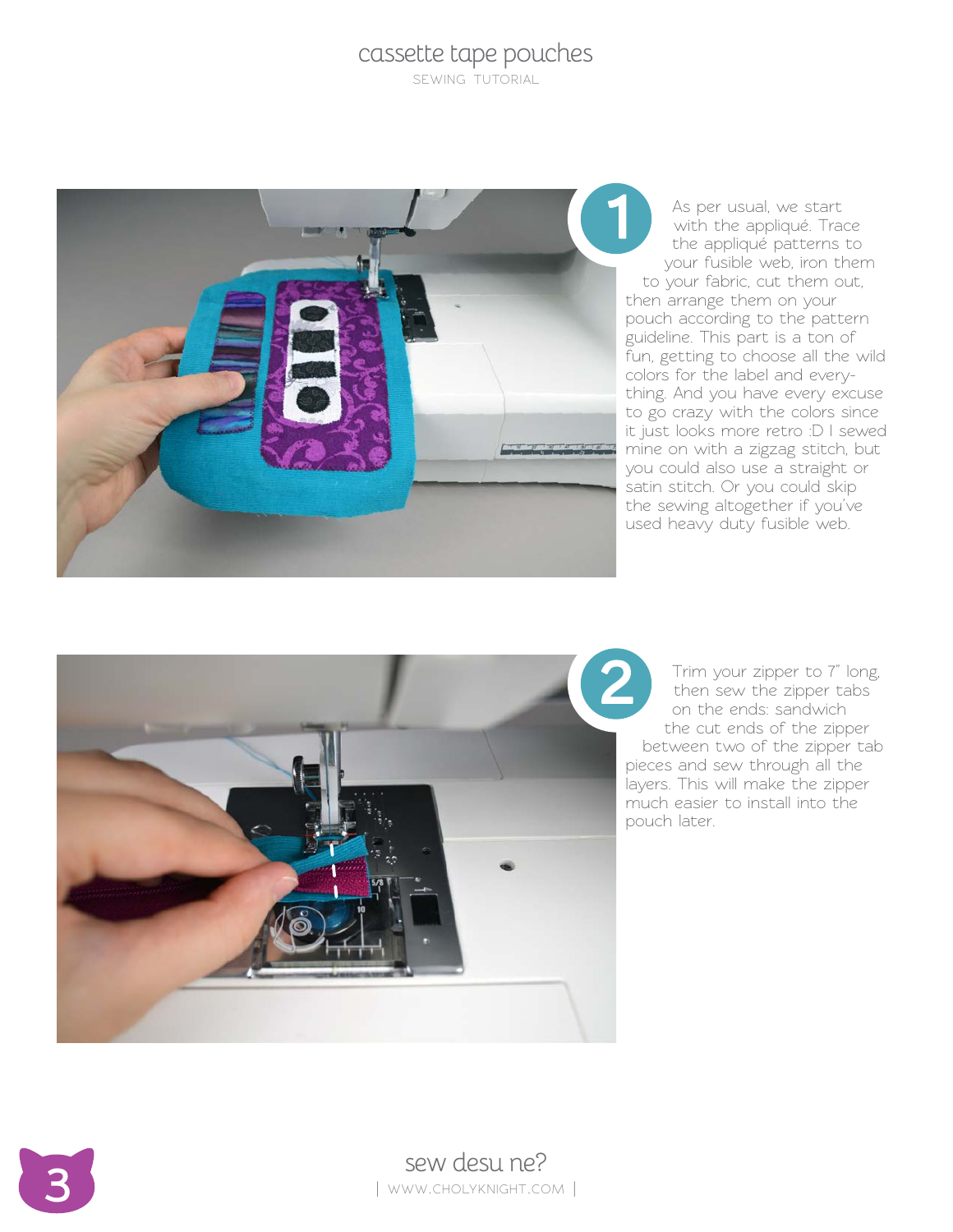**1**

As per usual, we start with the appliqué. Trace the appliqué patterns to your fusible web, iron them to your fabric, cut them out, then arrange them on your pouch according to the pattern guideline. This part is a ton of fun, getting to choose all the wild colors for the label and everything. And you have every excuse to go crazy with the colors since it just looks more retro :D I sewed mine on with a zigzag stitch, but you could also use a straight or satin stitch. Or you could skip the sewing altogether if you've used heavy duty fusible web.

**2**

Trim your zipper to 7" long, then sew the zipper tabs on the ends: sandwich the cut ends of the zipper between two of the zipper tab pieces and sew through all the layers. This will make the zipper much easier to install into the pouch later.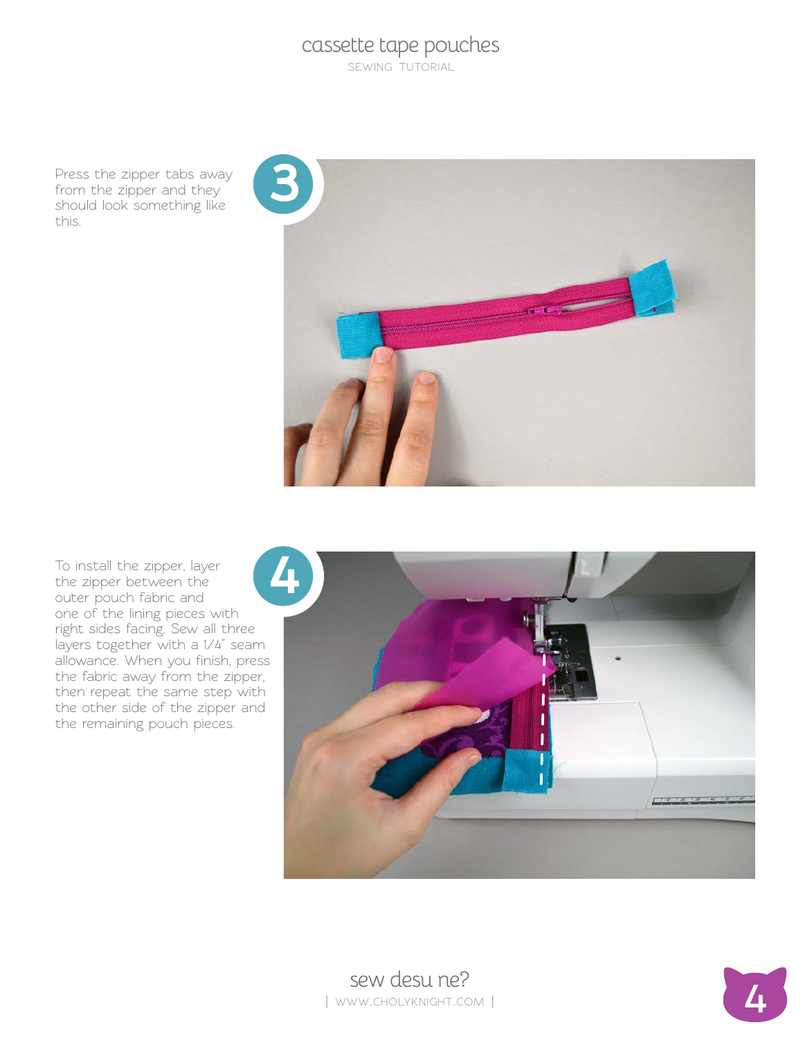**3**

Press the zipper tabs away from the zipper and they should look something like this.

**4**

To install the zipper, layer the zipper between the outer pouch fabric and one of the lining pieces with right sides facing. Sew all three layers together with a 1/4" seam allowance. When you finish, press the fabric away from the zipper, then repeat the same step with the other side of the zipper and the remaining pouch pieces.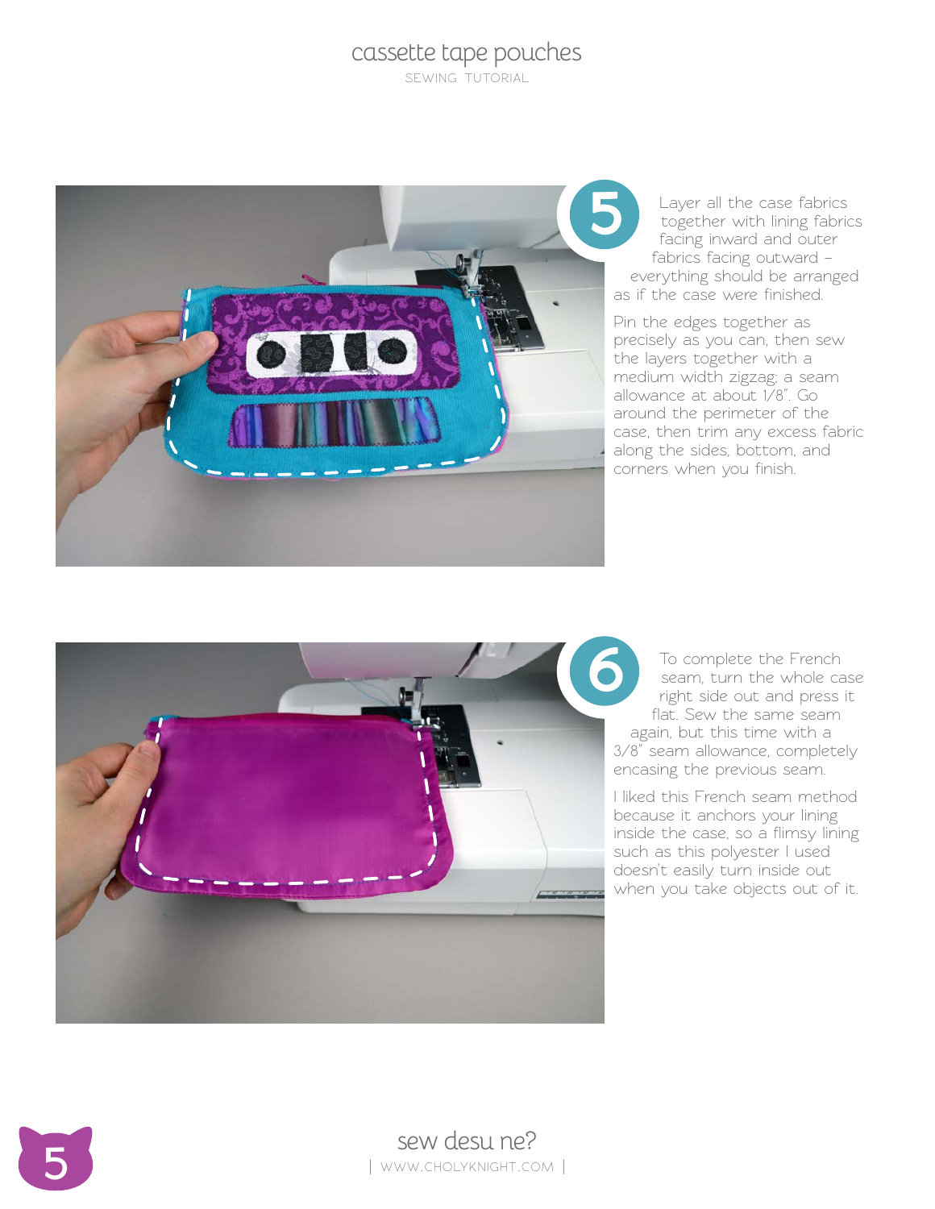**5**

Layer all the case fabrics together with lining fabrics facing inward and outer fabrics facing outward – everything should be arranged as if the case were finished.

Pin the edges together as precisely as you can, then sew the layers together with a medium width zigzag; a seam allowance at about 1/8". Go around the perimeter of the case, then trim any excess fabric along the sides, bottom, and corners when you finish.

**6**

To complete the French seam, turn the whole case right side out and press it flat. Sew the same seam again, but this time with a 3/8" seam allowance, completely encasing the previous seam.

I liked this French seam method because it anchors your lining inside the case, so a flimsy lining such as this polyester I used doesn't easily turn inside out when you take objects out of it.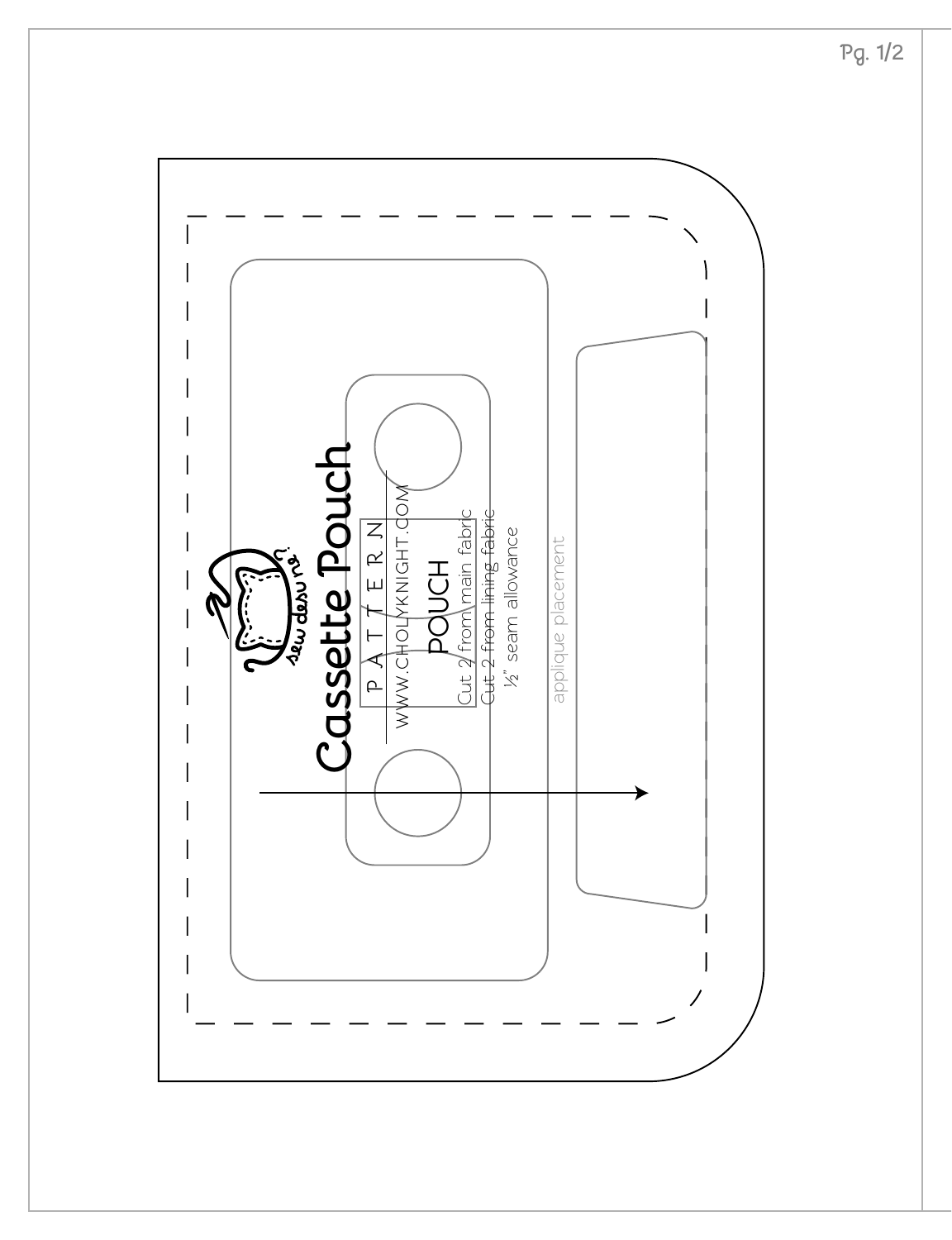# Cassette Pouch

PATTERN

WWW.CHOLYKNIGHT.COM

## POUCH

Cut 2 from main fabric

Cut 2 from lining fabric

½" seam allowance

applique placement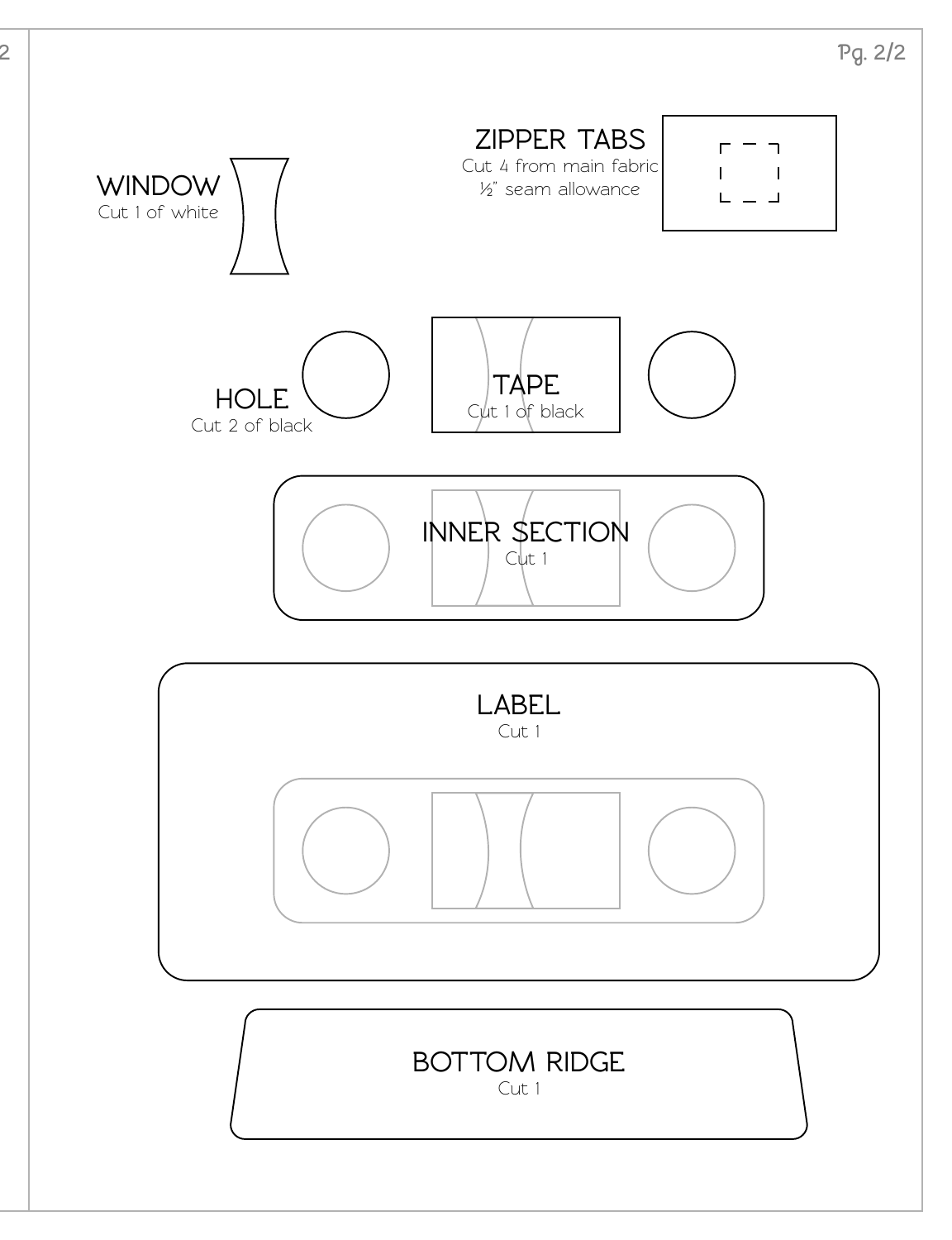ZIPPER TABS

Cut 4 from main fabric

½" seam allowance

WINDOW

Cut 1 of white

HOLE

Cut 2 of black

TAPE

Cut 1 of black

INNER SECTION

Cut 1

LABEL

Cut 1

BOTTOM RIDGE

Cut 1